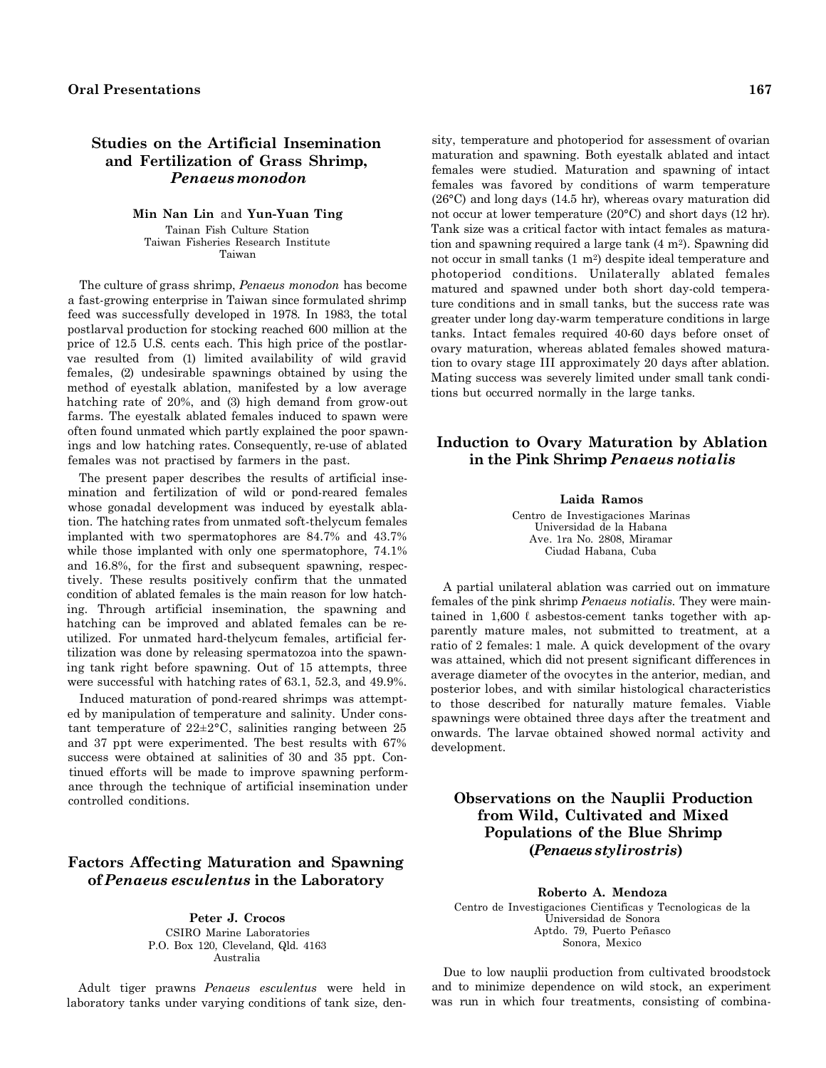## Studies on the Artificial Insemination and Fertilization of Grass Shrimp, *Penaeus monodon*

**Min Nan Lin** and **Yun-Yuan Ting**
Tainan Fish Culture Station
Taiwan Fisheries Research Institute
Taiwan

The culture of grass shrimp, *Penaeus monodon* has become a fast-growing enterprise in Taiwan since formulated shrimp feed was successfully developed in 1978. In 1983, the total postlarval production for stocking reached 600 million at the price of 12.5 U.S. cents each. This high price of the postlarvae resulted from (1) limited availability of wild gravid females, (2) undesirable spawnings obtained by using the method of eyestalk ablation, manifested by a low average hatching rate of 20%, and (3) high demand from grow-out farms. The eyestalk ablated females induced to spawn were often found unmated which partly explained the poor spawnings and low hatching rates. Consequently, re-use of ablated females was not practised by farmers in the past.

The present paper describes the results of artificial insemination and fertilization of wild or pond-reared females whose gonadal development was induced by eyestalk ablation. The hatching rates from unmated soft-thelycum females implanted with two spermatophores are 84.7% and 43.7% while those implanted with only one spermatophore, 74.1% and 16.8%, for the first and subsequent spawning, respectively. These results positively confirm that the unmated condition of ablated females is the main reason for low hatching. Through artificial insemination, the spawning and hatching can be improved and ablated females can be reutilized. For unmated hard-thelycum females, artificial fertilization was done by releasing spermatozoa into the spawning tank right before spawning. Out of 15 attempts, three were successful with hatching rates of 63.1, 52.3, and 49.9%.

Induced maturation of pond-reared shrimps was attempted by manipulation of temperature and salinity. Under constant temperature of 22±2°C, salinities ranging between 25 and 37 ppt were experimented. The best results with 67% success were obtained at salinities of 30 and 35 ppt. Continued efforts will be made to improve spawning performance through the technique of artificial insemination under controlled conditions.

## Factors Affecting Maturation and Spawning of *Penaeus esculentus* in the Laboratory

**Peter J. Crocos**
CSIRO Marine Laboratories
P.O. Box 120, Cleveland, Qld. 4163
Australia

Adult tiger prawns *Penaeus esculentus* were held in laboratory tanks under varying conditions of tank size, density, temperature and photoperiod for assessment of ovarian maturation and spawning. Both eyestalk ablated and intact females were studied. Maturation and spawning of intact females was favored by conditions of warm temperature (26°C) and long days (14.5 hr), whereas ovary maturation did not occur at lower temperature (20°C) and short days (12 hr). Tank size was a critical factor with intact females as maturation and spawning required a large tank (4 m$^2$). Spawning did not occur in small tanks (1 m$^2$) despite ideal temperature and photoperiod conditions. Unilaterally ablated females matured and spawned under both short day-cold temperature conditions and in small tanks, but the success rate was greater under long day-warm temperature conditions in large tanks. Intact females required 40-60 days before onset of ovary maturation, whereas ablated females showed maturation to ovary stage III approximately 20 days after ablation. Mating success was severely limited under small tank conditions but occurred normally in the large tanks.

## Induction to Ovary Maturation by Ablation in the Pink Shrimp *Penaeus notialis*

**Laida Ramos**
Centro de Investigaciones Marinas
Universidad de la Habana
Ave. 1ra No. 2808, Miramar
Ciudad Habana, Cuba

A partial unilateral ablation was carried out on immature females of the pink shrimp *Penaeus notialis*. They were maintained in 1,600 ℓ asbestos-cement tanks together with apparently mature males, not submitted to treatment, at a ratio of 2 females: 1 male. A quick development of the ovary was attained, which did not present significant differences in average diameter of the ovocytes in the anterior, median, and posterior lobes, and with similar histological characteristics to those described for naturally mature females. Viable spawnings were obtained three days after the treatment and onwards. The larvae obtained showed normal activity and development.

## Observations on the Nauplii Production from Wild, Cultivated and Mixed Populations of the Blue Shrimp (*Penaeus stylirostris*)

**Roberto A. Mendoza**
Centro de Investigaciones Cientificas y Tecnologicas de la Universidad de Sonora
Aptdo. 79, Puerto Peñasco
Sonora, Mexico

Due to low nauplii production from cultivated broodstock and to minimize dependence on wild stock, an experiment was run in which four treatments, consisting of combina-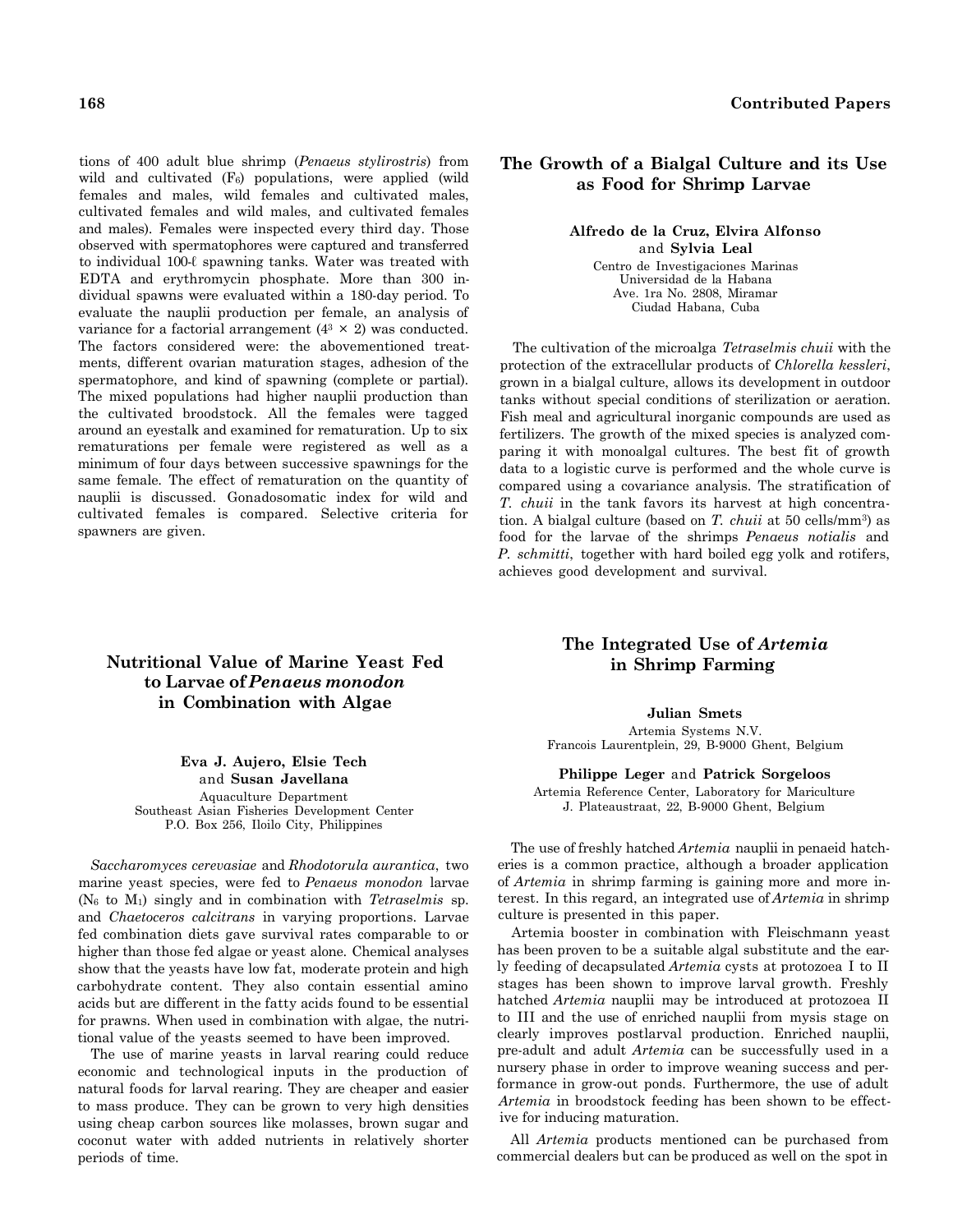tions of 400 adult blue shrimp (*Penaeus stylirostris*) from wild and cultivated ($F_6$) populations, were applied (wild females and males, wild females and cultivated males, cultivated females and wild males, and cultivated females and males). Females were inspected every third day. Those observed with spermatophores were captured and transferred to individual 100-ℓ spawning tanks. Water was treated with EDTA and erythromycin phosphate. More than 300 individual spawns were evaluated within a 180-day period. To evaluate the nauplii production per female, an analysis of variance for a factorial arrangement ($4^3 \times 2$) was conducted. The factors considered were: the abovementioned treatments, different ovarian maturation stages, adhesion of the spermatophore, and kind of spawning (complete or partial). The mixed populations had higher nauplii production than the cultivated broodstock. All the females were tagged around an eyestalk and examined for rematuration. Up to six rematurations per female were registered as well as a minimum of four days between successive spawnings for the same female. The effect of rematuration on the quantity of nauplii is discussed. Gonadosomatic index for wild and cultivated females is compared. Selective criteria for spawners are given.

## Nutritional Value of Marine Yeast Fed to Larvae of *Penaeus monodon* in Combination with Algae

**Eva J. Aujero, Elsie Tech** and **Susan Javellana**
Aquaculture Department
Southeast Asian Fisheries Development Center
P.O. Box 256, Iloilo City, Philippines

*Saccharomyces cerevasiae* and *Rhodotorula aurantica*, two marine yeast species, were fed to *Penaeus monodon* larvae ($N_6$ to $M_1$) singly and in combination with *Tetraselmis* sp. and *Chaetoceros calcitrans* in varying proportions. Larvae fed combination diets gave survival rates comparable to or higher than those fed algae or yeast alone. Chemical analyses show that the yeasts have low fat, moderate protein and high carbohydrate content. They also contain essential amino acids but are different in the fatty acids found to be essential for prawns. When used in combination with algae, the nutritional value of the yeasts seemed to have been improved.

The use of marine yeasts in larval rearing could reduce economic and technological inputs in the production of natural foods for larval rearing. They are cheaper and easier to mass produce. They can be grown to very high densities using cheap carbon sources like molasses, brown sugar and coconut water with added nutrients in relatively shorter periods of time.

## The Growth of a Bialgal Culture and its Use as Food for Shrimp Larvae

**Alfredo de la Cruz, Elvira Alfonso** and **Sylvia Leal**
Centro de Investigaciones Marinas
Universidad de la Habana
Ave. 1ra No. 2808, Miramar
Ciudad Habana, Cuba

The cultivation of the microalga *Tetraselmis chuii* with the protection of the extracellular products of *Chlorella kessleri*, grown in a bialgal culture, allows its development in outdoor tanks without special conditions of sterilization or aeration. Fish meal and agricultural inorganic compounds are used as fertilizers. The growth of the mixed species is analyzed comparing it with monoalgal cultures. The best fit of growth data to a logistic curve is performed and the whole curve is compared using a covariance analysis. The stratification of *T. chuii* in the tank favors its harvest at high concentration. A bialgal culture (based on *T. chuii* at 50 cells/$mm^3$) as food for the larvae of the shrimps *Penaeus notialis* and *P. schmitti*, together with hard boiled egg yolk and rotifers, achieves good development and survival.

## The Integrated Use of *Artemia* in Shrimp Farming

**Julian Smets**
Artemia Systems N.V.
Francois Laurentplein, 29, B-9000 Ghent, Belgium

**Philippe Leger** and **Patrick Sorgeloos**
Artemia Reference Center, Laboratory for Mariculture
J. Plateaustraat, 22, B-9000 Ghent, Belgium

The use of freshly hatched *Artemia* nauplii in penaeid hatcheries is a common practice, although a broader application of *Artemia* in shrimp farming is gaining more and more interest. In this regard, an integrated use of *Artemia* in shrimp culture is presented in this paper.

Artemia booster in combination with Fleischmann yeast has been proven to be a suitable algal substitute and the early feeding of decapsulated *Artemia* cysts at protozoea I to II stages has been shown to improve larval growth. Freshly hatched *Artemia* nauplii may be introduced at protozoea II to III and the use of enriched nauplii from mysis stage on clearly improves postlarval production. Enriched nauplii, pre-adult and adult *Artemia* can be successfully used in a nursery phase in order to improve weaning success and performance in grow-out ponds. Furthermore, the use of adult *Artemia* in broodstock feeding has been shown to be effective for inducing maturation.

All *Artemia* products mentioned can be purchased from commercial dealers but can be produced as well on the spot in